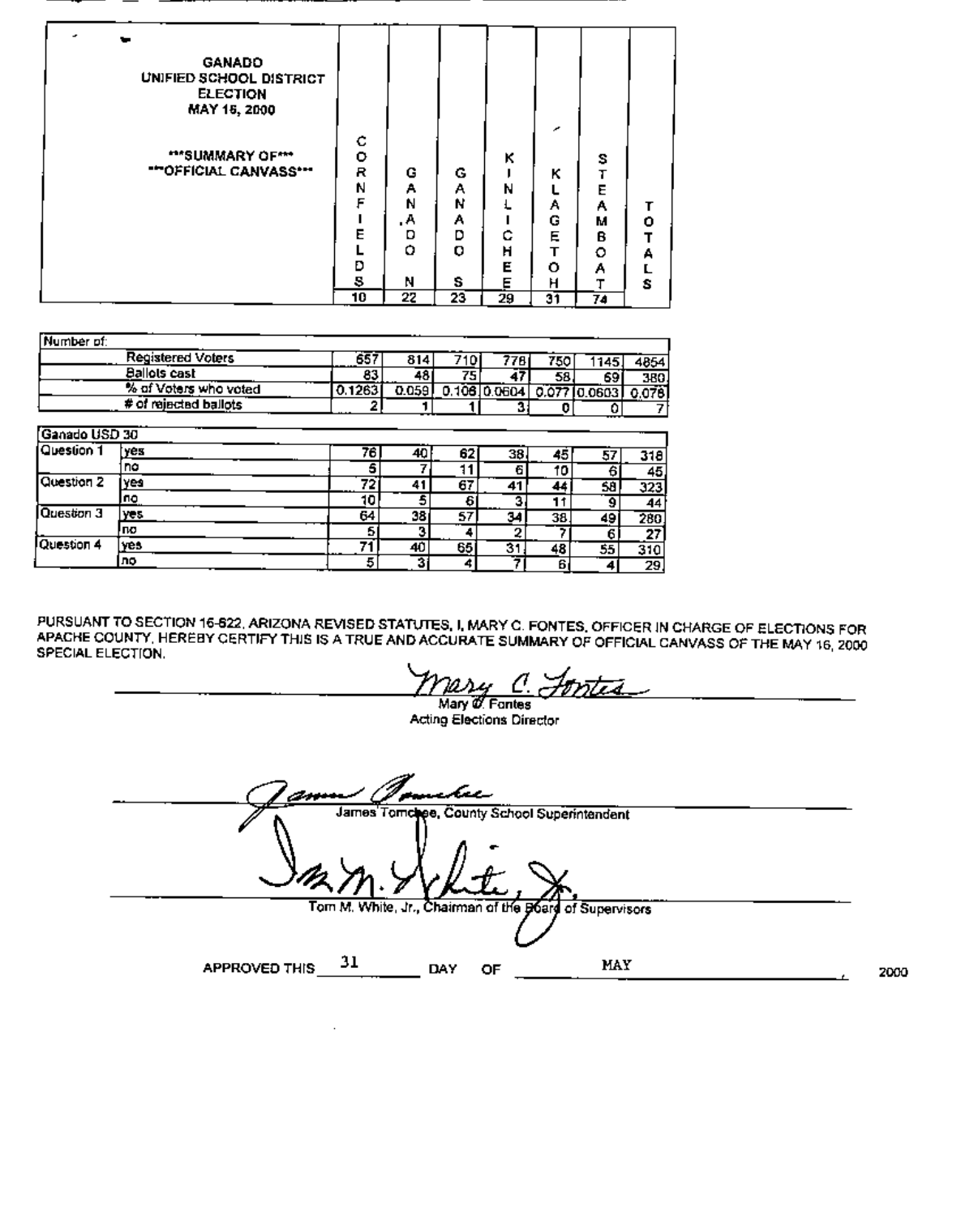| GANADO UNIFIED SCHOOL DISTRICT ELECTION MAY 16, 2000 ***SUMMARY OF*** ***OFFICIAL CANVASS*** | CORNFIELDS | GANADO N | GANADO S | KINLICHEE | KLAGETOH | STEAMBOAT | TOTALS |
|---|---|---|---|---|---|---|---|
| | 10 | 22 | 23 | 29 | 31 | 74 | |

| Number of: | | | | | | | | |
|---|---|---|---|---|---|---|---|---|
| | Registered Voters | 657 | 814 | 710 | 778 | 750 | 1145 | 4854 |
| | Ballots cast | 83 | 48 | 75 | 47 | 58 | 69 | 380 |
| | % of Voters who voted | 0.1263 | 0.059 | 0.106 | 0.0604 | 0.077 | 0.0603 | 0.078 |
| | # of rejected ballots | 2 | 1 | 1 | 3 | 0 | 0 | 7 |

| Ganado USD 30 | | | | | | | | |
|---|---|---|---|---|---|---|---|---|
| Question 1 | yes | 76 | 40 | 62 | 38 | 45 | 57 | 318 |
| | no | 5 | 7 | 11 | 6 | 10 | 6 | 45 |
| Question 2 | yes | 72 | 41 | 67 | 41 | 44 | 58 | 323 |
| | no | 10 | 5 | 6 | 3 | 11 | 9 | 44 |
| Question 3 | yes | 64 | 38 | 57 | 34 | 38 | 49 | 280 |
| | no | 5 | 3 | 4 | 2 | 7 | 6 | 27 |
| Question 4 | yes | 71 | 40 | 65 | 31 | 48 | 55 | 310 |
| | no | 5 | 3 | 4 | 7 | 6 | 4 | 29 |

PURSUANT TO SECTION 16-622, ARIZONA REVISED STATUTES, I, MARY C. FONTES, OFFICER IN CHARGE OF ELECTIONS FOR APACHE COUNTY, HEREBY CERTIFY THIS IS A TRUE AND ACCURATE SUMMARY OF OFFICIAL CANVASS OF THE MAY 16, 2000 SPECIAL ELECTION.

Mary C. Fontes
Acting Elections Director

James Tomchee, County School Superintendent

Tom M. White, Jr., Chairman of the Board of Supervisors

APPROVED THIS 31 DAY OF MAY, 2000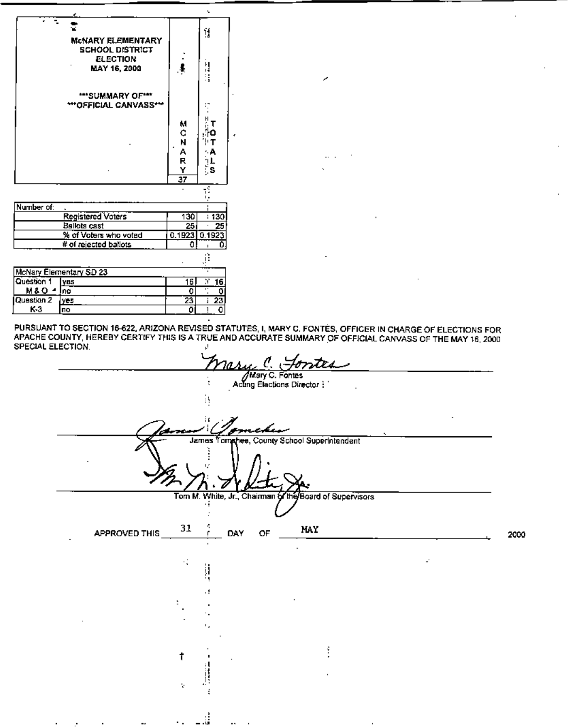**McNARY ELEMENTARY SCHOOL DISTRICT ELECTION**
**MAY 16, 2000**

**\*\*\*SUMMARY OF\*\*\***
**\*\*\*OFFICIAL CANVASS\*\*\***

| | | MCNARY 37 | TOTALS |
|---|---|---|---|
| Number of: | | | |
| | Registered Voters | 130 | 130 |
| | Ballots cast | 25 | 25 |
| | % of Voters who voted | 0.1923 | 0.1923 |
| | # of rejected ballots | 0 | 0 |

| McNary Elementary SD 23 | | | |
|---|---|---|---|
| Question 1 | yes | 16 | 16 |
| M & O | no | 0 | 0 |
| Question 2 | yes | 23 | 23 |
| K-3 | no | 0 | 0 |

PURSUANT TO SECTION 16-622, ARIZONA REVISED STATUTES, I, MARY C. FONTES, OFFICER IN CHARGE OF ELECTIONS FOR APACHE COUNTY, HEREBY CERTIFY THIS IS A TRUE AND ACCURATE SUMMARY OF OFFICIAL CANVASS OF THE MAY 16, 2000 SPECIAL ELECTION.

Mary C. Fontes
Mary C. Fontes
Acting Elections Director

James Tomshee
James Tomshee, County School Superintendent

Tom M. White, Jr.
Tom M. White, Jr., Chairman of the Board of Supervisors

APPROVED THIS 31 DAY OF MAY 2000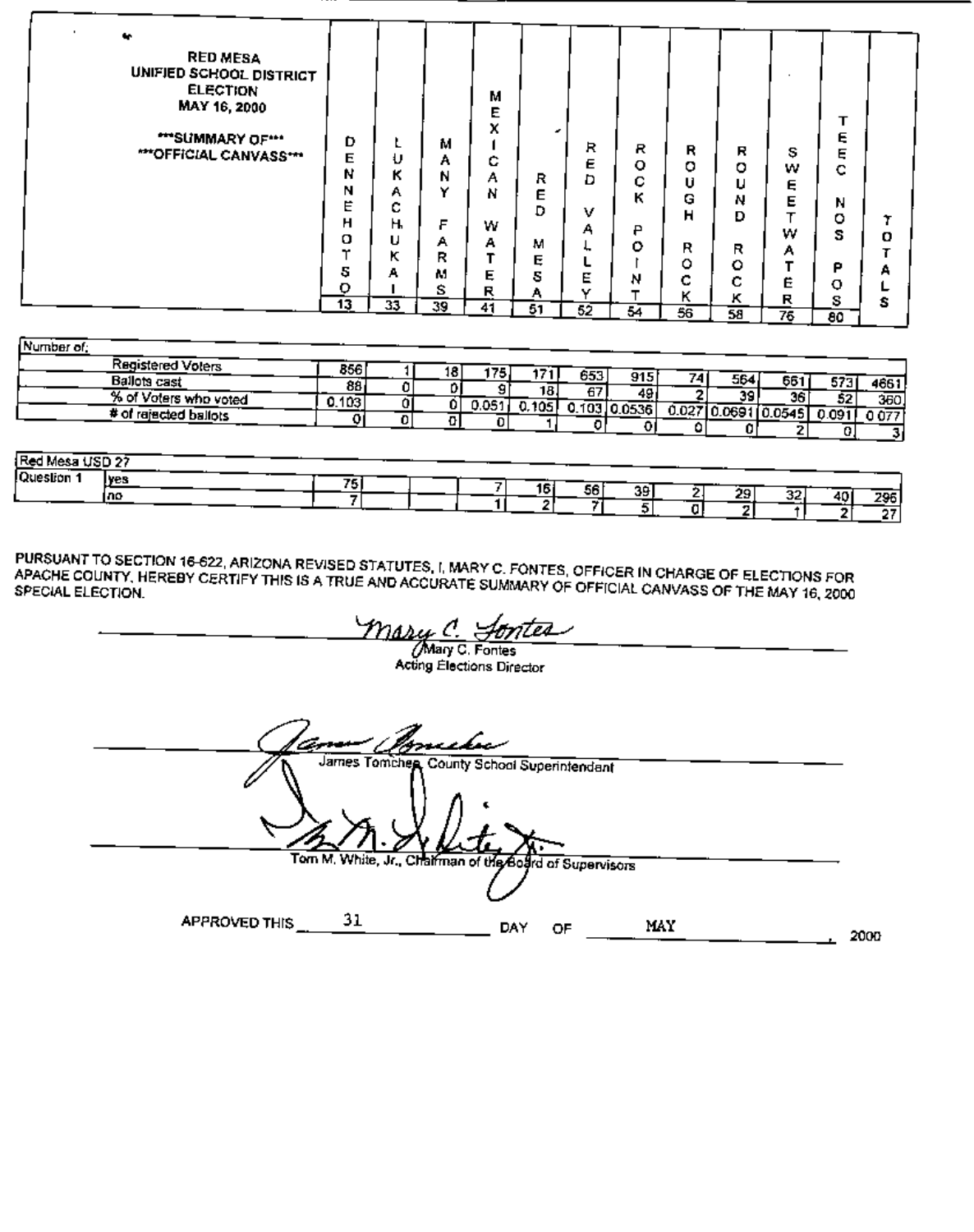# RED MESA UNIFIED SCHOOL DISTRICT ELECTION
## MAY 16, 2000

***SUMMARY OF***
***OFFICIAL CANVASS***

| | | DENNEHOTSO 13 | LUKACHUKAI 33 | MANY FARMS 39 | MEXICAN WATER 41 | RED MESA 51 | RED VALLEY 52 | ROCK POINT 54 | ROUGH ROCK 56 | ROUND ROCK 58 | SWEETWATER 76 | TEEC NOS POS 80 | TOTALS |
|---|---|---|---|---|---|---|---|---|---|---|---|---|---|
| **Number of:** | | | | | | | | | | | | | |
| Registered Voters | | 856 | 1 | 18 | 175 | 171 | 653 | 915 | 74 | 564 | 661 | 573 | 4661 |
| Ballots cast | | 88 | 0 | 0 | 9 | 18 | 67 | 49 | 2 | 39 | 36 | 52 | 360 |
| % of Voters who voted | | 0.103 | 0 | 0 | 0.051 | 0.105 | 0.103 | 0.0536 | 0.027 | 0.0691 | 0.0545 | 0.091 | 0.077 |
| # of rejected ballots | | 0 | 0 | 0 | 0 | 1 | 0 | 0 | 0 | 0 | 2 | 0 | 3 |
| **Red Mesa USD 27** | | | | | | | | | | | | | |
| Question 1 | yes | 75 | | | 7 | 16 | 56 | 39 | 2 | 29 | 32 | 40 | 296 |
| | no | 7 | | | 1 | 2 | 7 | 5 | 0 | 2 | 1 | 2 | 27 |

PURSUANT TO SECTION 16-622, ARIZONA REVISED STATUTES, I, MARY C. FONTES, OFFICER IN CHARGE OF ELECTIONS FOR APACHE COUNTY, HEREBY CERTIFY THIS IS A TRUE AND ACCURATE SUMMARY OF OFFICIAL CANVASS OF THE MAY 16, 2000 SPECIAL ELECTION.

*Mary C. Fontes*
Mary C. Fontes
Acting Elections Director

*James Tomchee*
James Tomchee, County School Superintendent

*Tom M. White, Jr.*
Tom M. White, Jr., Chairman of the Board of Supervisors

APPROVED THIS 31 DAY OF MAY, 2000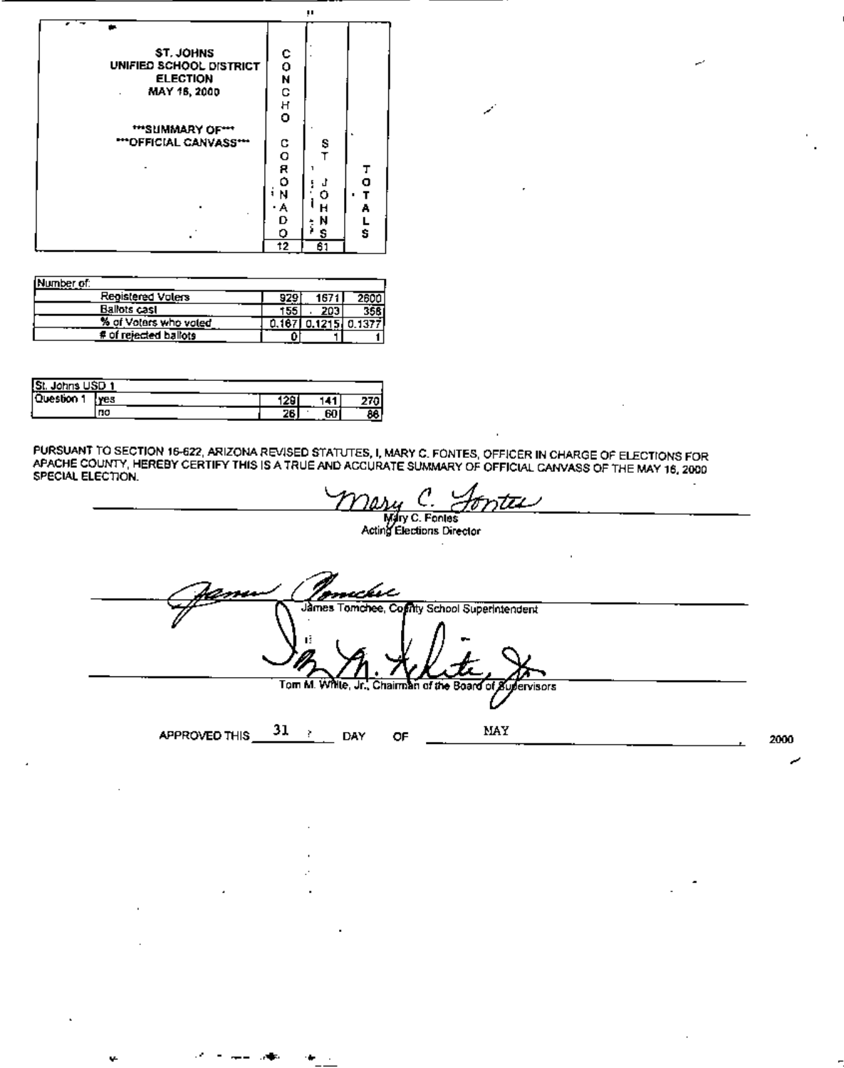| ST. JOHNS UNIFIED SCHOOL DISTRICT ELECTION MAY 16, 2000 ***SUMMARY OF*** ***OFFICIAL CANVASS*** | CONCHO CORONADO | ST JOHNS | TOTALS |
|---|---|---|---|
| | 12 | 61 | |

| Number of: | | | |
|---|---|---|---|
| Registered Voters | 929 | 1671 | 2600 |
| Ballots cast | 155 | 203 | 358 |
| % of Voters who voted | 0.167 | 0.1215 | 0.1377 |
| # of rejected ballots | 0 | 1 | 1 |

| St. Johns USD 1 | | | | |
|---|---|---|---|---|
| Question 1 | yes | 129 | 141 | 270 |
| | no | 26 | 60 | 86 |

PURSUANT TO SECTION 16-622, ARIZONA REVISED STATUTES, I, MARY C. FONTES, OFFICER IN CHARGE OF ELECTIONS FOR APACHE COUNTY, HEREBY CERTIFY THIS IS A TRUE AND ACCURATE SUMMARY OF OFFICIAL CANVASS OF THE MAY 16, 2000 SPECIAL ELECTION.

Mary C. Fontes
Mary C. Fontes
Acting Elections Director

James Tomchee
James Tomchee, County School Superintendent

Tom M. White, Jr.
Tom M. White, Jr., Chairman of the Board of Supervisors

APPROVED THIS 31 DAY OF MAY 2000